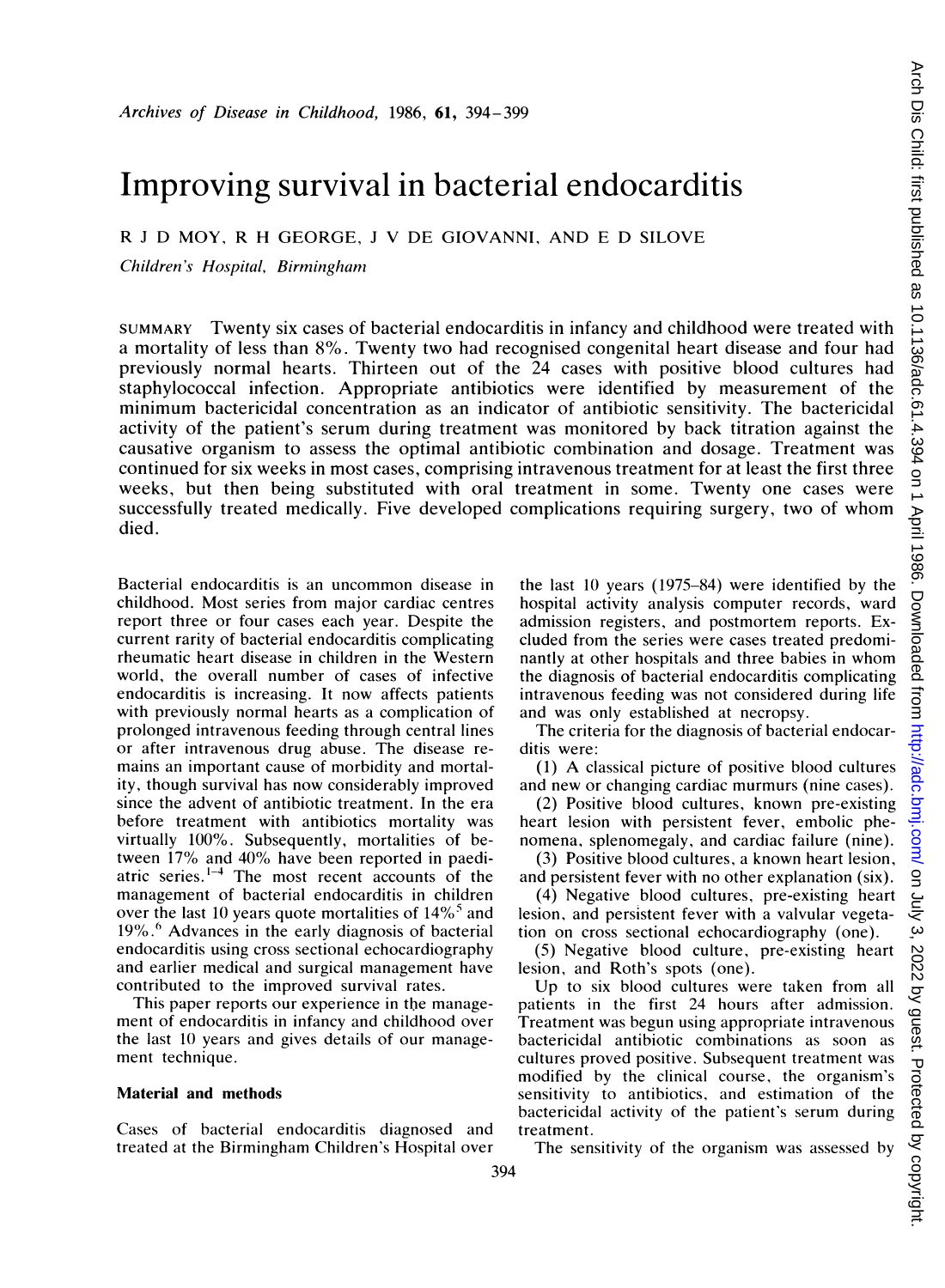# Improving survival in bacterial endocarditis

R J D MOY, R H GEORGE, J V DE GIOVANNI, AND E D SILOVE

*Children's Hospital, Birmingham*

SUMMARY Twenty six cases of bacterial endocarditis in infancy and childhood were treated with a mortality of less than 8%. Twenty two had recognised congenital heart disease and four had previously normal hearts. Thirteen out of the 24 cases with positive blood cultures had staphylococcal infection. Appropriate antibiotics were identified by measurement of the minimum bactericidal concentration as an indicator of antibiotic sensitivity. The bactericidal activity of the patient's serum during treatment was monitored by back titration against the causative organism to assess the optimal antibiotic combination and dosage. Treatment was continued for six weeks in most cases, comprising intravenous treatment for at least the first three weeks, but then being substituted with oral treatment in some. Twenty one cases were successfully treated medically. Five developed complications requiring surgery, two of whom died.

Bacterial endocarditis is an uncommon disease in childhood. Most series from major cardiac centres report three or four cases each year. Despite the current rarity of bacterial endocarditis complicating rheumatic heart disease in children in the Western world, the overall number of cases of infective endocarditis is increasing. It now affects patients with previously normal hearts as a complication of prolonged intravenous feeding through central lines or after intravenous drug abuse. The disease remains an important cause of morbidity and mortality, though survival has now considerably improved since the advent of antibiotic treatment. In the era before treatment with antibiotics mortality was virtually 100%. Subsequently, mortalities of between 17% and 40% have been reported in paediatric series.[1–4] The most recent accounts of the management of bacterial endocarditis in children over the last 10 years quote mortalities of 14%[5] and 19%.[6] Advances in the early diagnosis of bacterial endocarditis using cross sectional echocardiography and earlier medical and surgical management have contributed to the improved survival rates.

This paper reports our experience in the management of endocarditis in infancy and childhood over the last 10 years and gives details of our management technique.

## Material and methods

Cases of bacterial endocarditis diagnosed and treated at the Birmingham Children's Hospital over the last 10 years (1975–84) were identified by the hospital activity analysis computer records, ward admission registers, and postmortem reports. Excluded from the series were cases treated predominantly at other hospitals and three babies in whom the diagnosis of bacterial endocarditis complicating intravenous feeding was not considered during life and was only established at necropsy.

The criteria for the diagnosis of bacterial endocarditis were:

(1) A classical picture of positive blood cultures and new or changing cardiac murmurs (nine cases).

(2) Positive blood cultures, known pre-existing heart lesion with persistent fever, embolic phenomena, splenomegaly, and cardiac failure (nine).

(3) Positive blood cultures, a known heart lesion, and persistent fever with no other explanation (six).

(4) Negative blood cultures, pre-existing heart lesion, and persistent fever with a valvular vegetation on cross sectional echocardiography (one).

(5) Negative blood culture, pre-existing heart lesion, and Roth's spots (one).

Up to six blood cultures were taken from all patients in the first 24 hours after admission. Treatment was begun using appropriate intravenous bactericidal antibiotic combinations as soon as cultures proved positive. Subsequent treatment was modified by the clinical course, the organism's sensitivity to antibiotics, and estimation of the bactericidal activity of the patient's serum during treatment.

The sensitivity of the organism was assessed by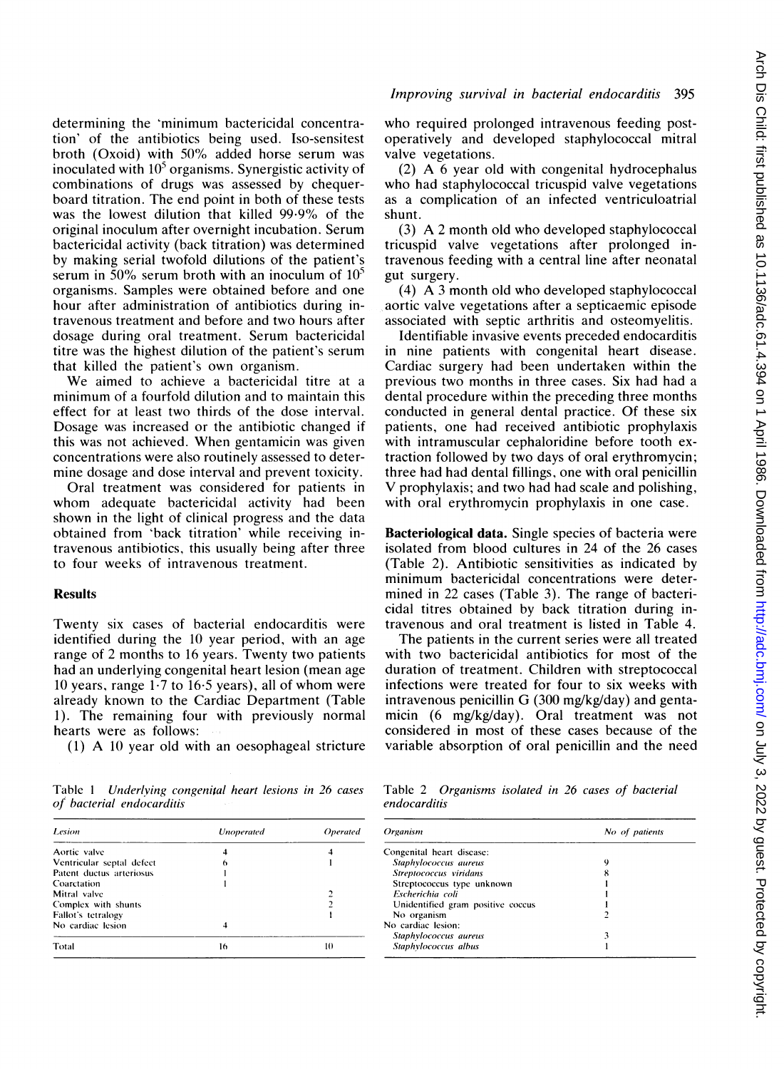determining the 'minimum bactericidal concentration' of the antibiotics being used. Iso-sensitest broth (Oxoid) with 50% added horse serum was inoculated with $10^5$ organisms. Synergistic activity of combinations of drugs was assessed by chequerboard titration. The end point in both of these tests was the lowest dilution that killed 99·9% of the original inoculum after overnight incubation. Serum bactericidal activity (back titration) was determined by making serial twofold dilutions of the patient's serum in 50% serum broth with an inoculum of $10^5$ organisms. Samples were obtained before and one hour after administration of antibiotics during intravenous treatment and before and two hours after dosage during oral treatment. Serum bactericidal titre was the highest dilution of the patient's serum that killed the patient's own organism.

We aimed to achieve a bactericidal titre at a minimum of a fourfold dilution and to maintain this effect for at least two thirds of the dose interval. Dosage was increased or the antibiotic changed if this was not achieved. When gentamicin was given concentrations were also routinely assessed to determine dosage and dose interval and prevent toxicity.

Oral treatment was considered for patients in whom adequate bactericidal activity had been shown in the light of clinical progress and the data obtained from 'back titration' while receiving intravenous antibiotics, this usually being after three to four weeks of intravenous treatment.

## Results

Twenty six cases of bacterial endocarditis were identified during the 10 year period, with an age range of 2 months to 16 years. Twenty two patients had an underlying congenital heart lesion (mean age 10 years, range 1·7 to 16·5 years), all of whom were already known to the Cardiac Department (Table 1). The remaining four with previously normal hearts were as follows:

(1) A 10 year old with an oesophageal stricture who required prolonged intravenous feeding postoperatively and developed staphylococcal mitral valve vegetations.

(2) A 6 year old with congenital hydrocephalus who had staphylococcal tricuspid valve vegetations as a complication of an infected ventriculoatrial shunt.

(3) A 2 month old who developed staphylococcal tricuspid valve vegetations after prolonged intravenous feeding with a central line after neonatal gut surgery.

(4) A 3 month old who developed staphylococcal aortic valve vegetations after a septicaemic episode associated with septic arthritis and osteomyelitis.

Identifiable invasive events preceded endocarditis in nine patients with congenital heart disease. Cardiac surgery had been undertaken within the previous two months in three cases. Six had had a dental procedure within the preceding three months conducted in general dental practice. Of these six patients, one had received antibiotic prophylaxis with intramuscular cephaloridine before tooth extraction followed by two days of oral erythromycin; three had had dental fillings, one with oral penicillin V prophylaxis; and two had had scale and polishing, with oral erythromycin prophylaxis in one case.

**Bacteriological data.** Single species of bacteria were isolated from blood cultures in 24 of the 26 cases (Table 2). Antibiotic sensitivities as indicated by minimum bactericidal concentrations were determined in 22 cases (Table 3). The range of bactericidal titres obtained by back titration during intravenous and oral treatment is listed in Table 4.

The patients in the current series were all treated with two bactericidal antibiotics for most of the duration of treatment. Children with streptococcal infections were treated for four to six weeks with intravenous penicillin G (300 mg/kg/day) and gentamicin (6 mg/kg/day). Oral treatment was not considered in most of these cases because of the variable absorption of oral penicillin and the need

Table 1 *Underlying congenital heart lesions in 26 cases of bacterial endocarditis*

| Lesion | Unoperated | Operated |
|---|---|---|
| Aortic valve | 4 | 4 |
| Ventricular septal defect | 6 | 1 |
| Patent ductus arteriosus | 1 | |
| Coarctation | 1 | |
| Mitral valve | | 2 |
| Complex with shunts | | 2 |
| Fallot's tetralogy | | 1 |
| No cardiac lesion | 4 | |
| Total | 16 | 10 |

Table 2 *Organisms isolated in 26 cases of bacterial endocarditis*

| Organism | No of patients |
|---|---|
| Congenital heart disease: | |
| *Staphylococcus aureus* | 9 |
| *Streptococcus viridans* | 8 |
| Streptococcus type unknown | 1 |
| *Escherichia coli* | 1 |
| Unidentified gram positive coccus | 1 |
| No organism | 2 |
| No cardiac lesion: | |
| *Staphylococcus aureus* | 3 |
| *Staphylococcus albus* | 1 |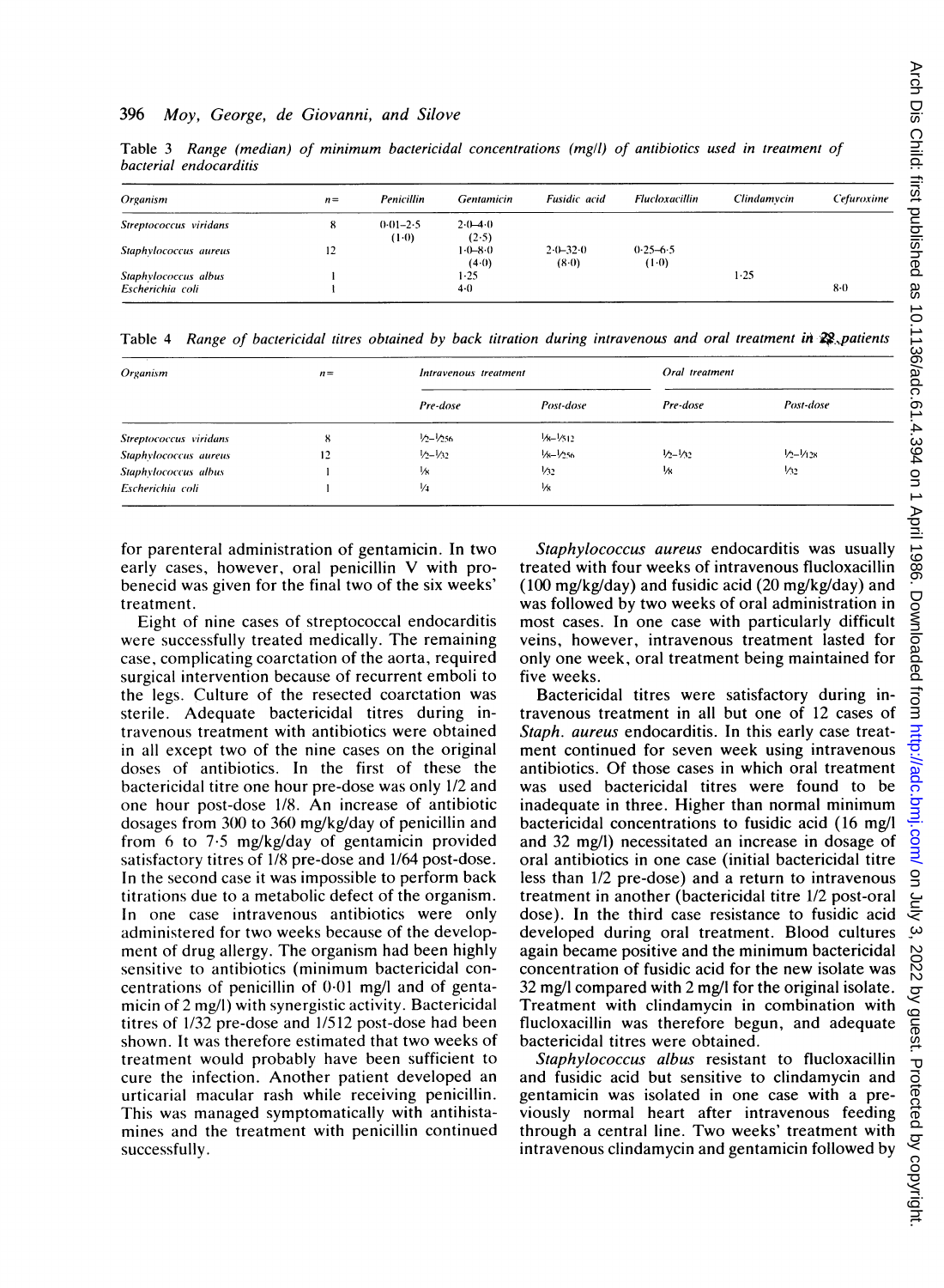Table 3 *Range (median) of minimum bactericidal concentrations (mg/l) of antibiotics used in treatment of bacterial endocarditis*

| Organism | n= | Penicillin | Gentamicin | Fusidic acid | Flucloxacillin | Clindamycin | Cefuroxime |
|---|---|---|---|---|---|---|---|
| *Streptococcus viridans* | 8 | 0·01–2·5 (1·0) | 2·0–4·0 (2·5) | | | | |
| *Staphylococcus aureus* | 12 | | 1·0–8·0 (4·0) | 2·0–32·0 (8·0) | 0·25–6·5 (1·0) | | |
| *Staphylococcus albus* | 1 | | 1·25 | | | 1·25 | |
| *Escherichia coli* | 1 | | 4·0 | | | | 8·0 |

Table 4 *Range of bactericidal titres obtained by back titration during intravenous and oral treatment in 22 patients*

| Organism | n= | Intravenous treatment | | Oral treatment | |
|---|---|---|---|---|---|
| | | Pre-dose | Post-dose | Pre-dose | Post-dose |
| *Streptococcus viridans* | 8 | 1/2–1/256 | 1/8–1/512 | | |
| *Staphylococcus aureus* | 12 | 1/2–1/32 | 1/8–1/256 | 1/2–1/32 | 1/2–1/128 |
| *Staphylococcus albus* | 1 | 1/8 | 1/32 | 1/8 | 1/32 |
| *Escherichia coli* | 1 | 1/4 | 1/8 | | |

for parenteral administration of gentamicin. In two early cases, however, oral penicillin V with probenecid was given for the final two of the six weeks' treatment.

Eight of nine cases of streptococcal endocarditis were successfully treated medically. The remaining case, complicating coarctation of the aorta, required surgical intervention because of recurrent emboli to the legs. Culture of the resected coarctation was sterile. Adequate bactericidal titres during intravenous treatment with antibiotics were obtained in all except two of the nine cases on the original doses of antibiotics. In the first of these the bactericidal titre one hour pre-dose was only 1/2 and one hour post-dose 1/8. An increase of antibiotic dosages from 300 to 360 mg/kg/day of penicillin and from 6 to 7·5 mg/kg/day of gentamicin provided satisfactory titres of 1/8 pre-dose and 1/64 post-dose. In the second case it was impossible to perform back titrations due to a metabolic defect of the organism. In one case intravenous antibiotics were only administered for two weeks because of the development of drug allergy. The organism had been highly sensitive to antibiotics (minimum bactericidal concentrations of penicillin of 0·01 mg/l and of gentamicin of 2 mg/l) with synergistic activity. Bactericidal titres of 1/32 pre-dose and 1/512 post-dose had been shown. It was therefore estimated that two weeks of treatment would probably have been sufficient to cure the infection. Another patient developed an urticarial macular rash while receiving penicillin. This was managed symptomatically with antihistamines and the treatment with penicillin continued successfully.

*Staphylococcus aureus* endocarditis was usually treated with four weeks of intravenous flucloxacillin (100 mg/kg/day) and fusidic acid (20 mg/kg/day) and was followed by two weeks of oral administration in most cases. In one case with particularly difficult veins, however, intravenous treatment lasted for only one week, oral treatment being maintained for five weeks.

Bactericidal titres were satisfactory during intravenous treatment in all but one of 12 cases of *Staph. aureus* endocarditis. In this early case treatment continued for seven week using intravenous antibiotics. Of those cases in which oral treatment was used bactericidal titres were found to be inadequate in three. Higher than normal minimum bactericidal concentrations to fusidic acid (16 mg/l and 32 mg/l) necessitated an increase in dosage of oral antibiotics in one case (initial bactericidal titre less than 1/2 pre-dose) and a return to intravenous treatment in another (bactericidal titre 1/2 post-oral dose). In the third case resistance to fusidic acid developed during oral treatment. Blood cultures again became positive and the minimum bactericidal concentration of fusidic acid for the new isolate was 32 mg/l compared with 2 mg/l for the original isolate. Treatment with clindamycin in combination with flucloxacillin was therefore begun, and adequate bactericidal titres were obtained.

*Staphylococcus albus* resistant to flucloxacillin and fusidic acid but sensitive to clindamycin and gentamicin was isolated in one case with a previously normal heart after intravenous feeding through a central line. Two weeks' treatment with intravenous clindamycin and gentamicin followed by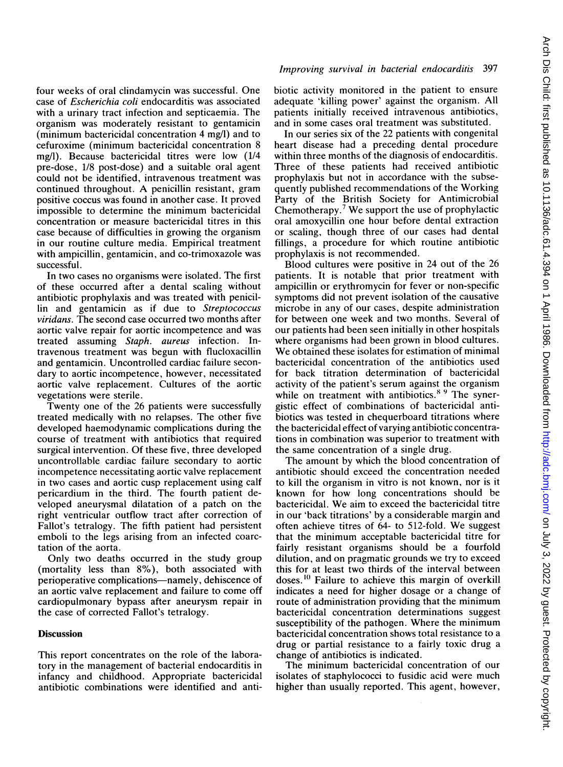four weeks of oral clindamycin was successful. One case of *Escherichia coli* endocarditis was associated with a urinary tract infection and septicaemia. The organism was moderately resistant to gentamicin (minimum bactericidal concentration 4 mg/l) and to cefuroxime (minimum bactericidal concentration 8 mg/l). Because bactericidal titres were low (1/4 pre-dose, 1/8 post-dose) and a suitable oral agent could not be identified, intravenous treatment was continued throughout. A penicillin resistant, gram positive coccus was found in another case. It proved impossible to determine the minimum bactericidal concentration or measure bactericidal titres in this case because of difficulties in growing the organism in our routine culture media. Empirical treatment with ampicillin, gentamicin, and co-trimoxazole was successful.

In two cases no organisms were isolated. The first of these occurred after a dental scaling without antibiotic prophylaxis and was treated with penicillin and gentamicin as if due to *Streptococcus viridans*. The second case occurred two months after aortic valve repair for aortic incompetence and was treated assuming *Staph. aureus* infection. Intravenous treatment was begun with flucloxacillin and gentamicin. Uncontrolled cardiac failure secondary to aortic incompetence, however, necessitated aortic valve replacement. Cultures of the aortic vegetations were sterile.

Twenty one of the 26 patients were successfully treated medically with no relapses. The other five developed haemodynamic complications during the course of treatment with antibiotics that required surgical intervention. Of these five, three developed uncontrollable cardiac failure secondary to aortic incompetence necessitating aortic valve replacement in two cases and aortic cusp replacement using calf pericardium in the third. The fourth patient developed aneurysmal dilatation of a patch on the right ventricular outflow tract after correction of Fallot's tetralogy. The fifth patient had persistent emboli to the legs arising from an infected coarctation of the aorta.

Only two deaths occurred in the study group (mortality less than 8%), both associated with perioperative complications—namely, dehiscence of an aortic valve replacement and failure to come off cardiopulmonary bypass after aneurysm repair in the case of corrected Fallot's tetralogy.

## Discussion

This report concentrates on the role of the laboratory in the management of bacterial endocarditis in infancy and childhood. Appropriate bactericidal antibiotic combinations were identified and antibiotic activity monitored in the patient to ensure adequate 'killing power' against the organism. All patients initially received intravenous antibiotics, and in some cases oral treatment was substituted.

In our series six of the 22 patients with congenital heart disease had a preceding dental procedure within three months of the diagnosis of endocarditis. Three of these patients had received antibiotic prophylaxis but not in accordance with the subsequently published recommendations of the Working Party of the British Society for Antimicrobial Chemotherapy.[7] We support the use of prophylactic oral amoxycillin one hour before dental extraction or scaling, though three of our cases had dental fillings, a procedure for which routine antibiotic prophylaxis is not recommended.

Blood cultures were positive in 24 out of the 26 patients. It is notable that prior treatment with ampicillin or erythromycin for fever or non-specific symptoms did not prevent isolation of the causative microbe in any of our cases, despite administration for between one week and two months. Several of our patients had been seen initially in other hospitals where organisms had been grown in blood cultures. We obtained these isolates for estimation of minimal bactericidal concentration of the antibiotics used for back titration determination of bactericidal activity of the patient's serum against the organism while on treatment with antibiotics.[8 9] The synergistic effect of combinations of bactericidal antibiotics was tested in chequerboard titrations where the bactericidal effect of varying antibiotic concentrations in combination was superior to treatment with the same concentration of a single drug.

The amount by which the blood concentration of antibiotic should exceed the concentration needed to kill the organism in vitro is not known, nor is it known for how long concentrations should be bactericidal. We aim to exceed the bactericidal titre in our 'back titrations' by a considerable margin and often achieve titres of 64- to 512-fold. We suggest that the minimum acceptable bactericidal titre for fairly resistant organisms should be a fourfold dilution, and on pragmatic grounds we try to exceed this for at least two thirds of the interval between doses.[10] Failure to achieve this margin of overkill indicates a need for higher dosage or a change of route of administration providing that the minimum bactericidal concentration determinations suggest susceptibility of the pathogen. Where the minimum bactericidal concentration shows total resistance to a drug or partial resistance to a fairly toxic drug a change of antibiotics is indicated.

The minimum bactericidal concentration of our isolates of staphylococci to fusidic acid were much higher than usually reported. This agent, however,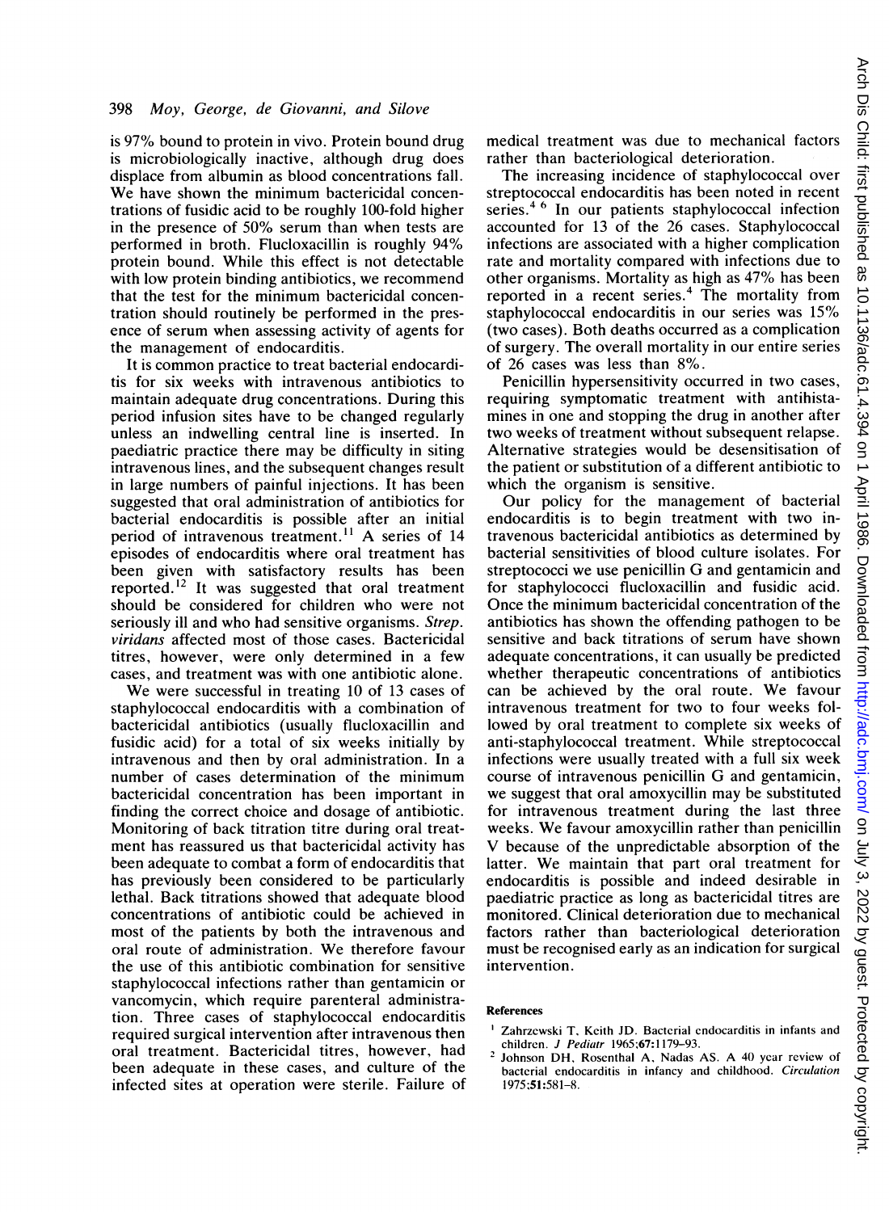is 97% bound to protein in vivo. Protein bound drug is microbiologically inactive, although drug does displace from albumin as blood concentrations fall. We have shown the minimum bactericidal concentrations of fusidic acid to be roughly 100-fold higher in the presence of 50% serum than when tests are performed in broth. Flucloxacillin is roughly 94% protein bound. While this effect is not detectable with low protein binding antibiotics, we recommend that the test for the minimum bactericidal concentration should routinely be performed in the presence of serum when assessing activity of agents for the management of endocarditis.

It is common practice to treat bacterial endocarditis for six weeks with intravenous antibiotics to maintain adequate drug concentrations. During this period infusion sites have to be changed regularly unless an indwelling central line is inserted. In paediatric practice there may be difficulty in siting intravenous lines, and the subsequent changes result in large numbers of painful injections. It has been suggested that oral administration of antibiotics for bacterial endocarditis is possible after an initial period of intravenous treatment.[11] A series of 14 episodes of endocarditis where oral treatment has been given with satisfactory results has been reported.[12] It was suggested that oral treatment should be considered for children who were not seriously ill and who had sensitive organisms. *Strep. viridans* affected most of those cases. Bactericidal titres, however, were only determined in a few cases, and treatment was with one antibiotic alone.

We were successful in treating 10 of 13 cases of staphylococcal endocarditis with a combination of bactericidal antibiotics (usually flucloxacillin and fusidic acid) for a total of six weeks initially by intravenous and then by oral administration. In a number of cases determination of the minimum bactericidal concentration has been important in finding the correct choice and dosage of antibiotic. Monitoring of back titration titre during oral treatment has reassured us that bactericidal activity has been adequate to combat a form of endocarditis that has previously been considered to be particularly lethal. Back titrations showed that adequate blood concentrations of antibiotic could be achieved in most of the patients by both the intravenous and oral route of administration. We therefore favour the use of this antibiotic combination for sensitive staphylococcal infections rather than gentamicin or vancomycin, which require parenteral administration. Three cases of staphylococcal endocarditis required surgical intervention after intravenous then oral treatment. Bactericidal titres, however, had been adequate in these cases, and culture of the infected sites at operation were sterile. Failure of medical treatment was due to mechanical factors rather than bacteriological deterioration.

The increasing incidence of staphylococcal over streptococcal endocarditis has been noted in recent series.[4 6] In our patients staphylococcal infection accounted for 13 of the 26 cases. Staphylococcal infections are associated with a higher complication rate and mortality compared with infections due to other organisms. Mortality as high as 47% has been reported in a recent series.[4] The mortality from staphylococcal endocarditis in our series was 15% (two cases). Both deaths occurred as a complication of surgery. The overall mortality in our entire series of 26 cases was less than 8%.

Penicillin hypersensitivity occurred in two cases, requiring symptomatic treatment with antihistamines in one and stopping the drug in another after two weeks of treatment without subsequent relapse. Alternative strategies would be desensitisation of the patient or substitution of a different antibiotic to which the organism is sensitive.

Our policy for the management of bacterial endocarditis is to begin treatment with two intravenous bactericidal antibiotics as determined by bacterial sensitivities of blood culture isolates. For streptococci we use penicillin G and gentamicin and for staphylococci flucloxacillin and fusidic acid. Once the minimum bactericidal concentration of the antibiotics has shown the offending pathogen to be sensitive and back titrations of serum have shown adequate concentrations, it can usually be predicted whether therapeutic concentrations of antibiotics can be achieved by the oral route. We favour intravenous treatment for two to four weeks followed by oral treatment to complete six weeks of anti-staphylococcal treatment. While streptococcal infections were usually treated with a full six week course of intravenous penicillin G and gentamicin, we suggest that oral amoxycillin may be substituted for intravenous treatment during the last three weeks. We favour amoxycillin rather than penicillin V because of the unpredictable absorption of the latter. We maintain that part oral treatment for endocarditis is possible and indeed desirable in paediatric practice as long as bactericidal titres are monitored. Clinical deterioration due to mechanical factors rather than bacteriological deterioration must be recognised early as an indication for surgical intervention.

## References

1. Zahrzewski T, Keith JD. Bacterial endocarditis in infants and children. *J Pediatr* 1965;**67**:1179–93.
2. Johnson DH, Rosenthal A, Nadas AS. A 40 year review of bacterial endocarditis in infancy and childhood. *Circulation* 1975;**51**:581–8.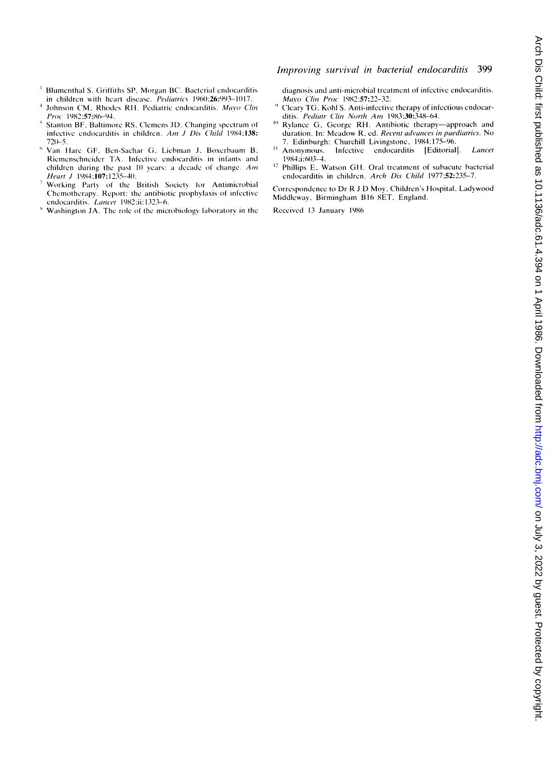3. Blumenthal S, Griffiths SP, Morgan BC. Bacterial endocarditis in children with heart disease. *Pediatrics* 1960;**26:**993–1017.
4. Johnson CM, Rhodes RH. Pediatric endocarditis. *Mayo Clin Proc* 1982;**57:**86–94.
5. Stanton BF, Baltimore RS, Clemens JD. Changing spectrum of infective endocarditis in children. *Am J Dis Child* 1984;**138:** 720–5.
6. Van Hare GF, Ben-Sachar G, Liebman J, Boxerbaum B, Riemenschneider TA. Infective endocarditis in infants and children during the past 10 years: a decade of change. *Am Heart J* 1984;**107:**1235–40.
7. Working Party of the British Society for Antimicrobial Chemotherapy. Report: the antibiotic prophylaxis of infective endocarditis. *Lancet* 1982;ii:1323–6.
8. Washington JA. The role of the microbiology laboratory in the diagnosis and anti-microbial treatment of infective endocarditis. *Mayo Clin Proc* 1982;**57:**22–32.
9. Cleary TG, Kohl S. Anti-infective therapy of infectious endocarditis. *Pediatr Clin North Am* 1983;**30:**348–64.
10. Rylance G, George RH. Antibiotic therapy—approach and duration. In: Meadow R, ed. *Recent advances in paediatrics.* No 7. Edinburgh: Churchill Livingstone, 1984:175–96.
11. Anonymous. Infective endocarditis [Editorial]. *Lancet* 1984;i:603–4.
12. Phillips E, Watson GH. Oral treatment of subacute bacterial endocarditis in children. *Arch Dis Child* 1977;**52:**235–7.

Correspondence to Dr R J D Moy, Children's Hospital, Ladywood Middleway, Birmingham B16 8ET, England.

Received 13 January 1986